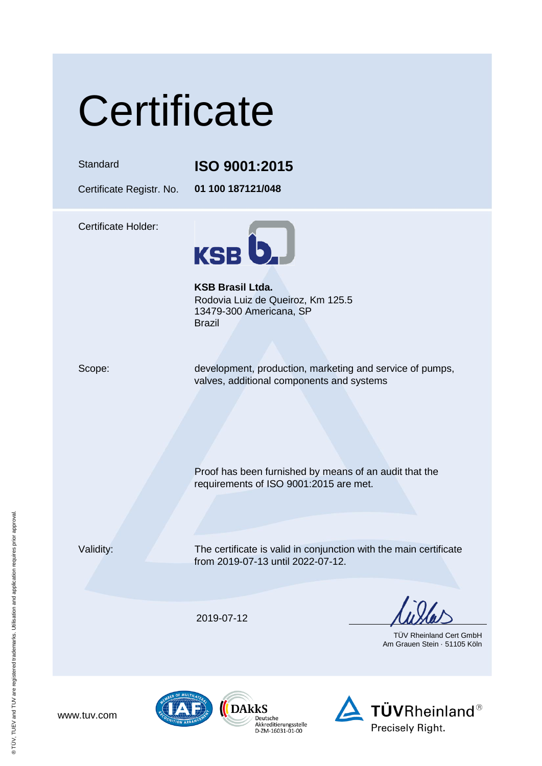# Certificate

| | |
|---|---|
| Standard | **ISO 9001:2015** |
| Certificate Registr. No. | **01 100 187121/048** |

Certificate Holder:

**KSB Brasil Ltda.**
Rodovia Luiz de Queiroz, Km 125.5
13479-300 Americana, SP
Brazil

Scope: development, production, marketing and service of pumps, valves, additional components and systems

Proof has been furnished by means of an audit that the requirements of ISO 9001:2015 are met.

Validity: The certificate is valid in conjunction with the main certificate from 2019-07-13 until 2022-07-12.

2019-07-12

TÜV Rheinland Cert GmbH
Am Grauen Stein · 51105 Köln

www.tuv.com

DAkkS Deutsche Akkreditierungsstelle D-ZM-16031-01-00

TÜVRheinland® Precisely Right.

® TÜV, TUEV and TUV are registered trademarks. Utilisation and application requires prior approval.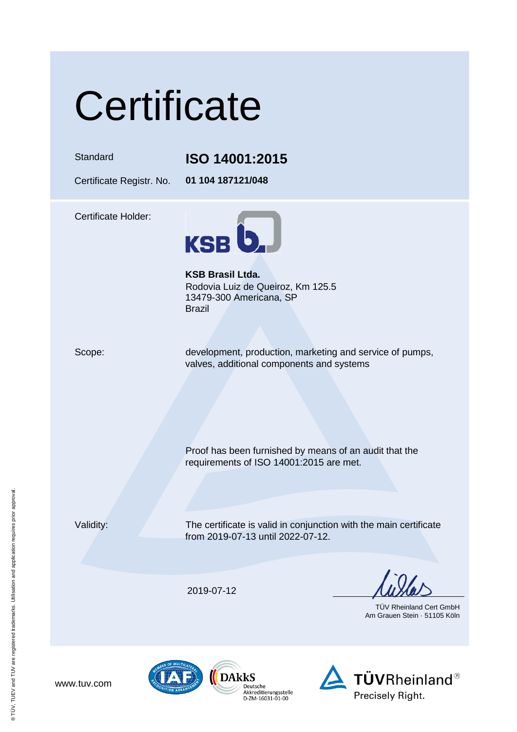# Certificate

Standard **ISO 14001:2015**

Certificate Registr. No. **01 104 187121/048**

Certificate Holder:

KSB

**KSB Brasil Ltda.**
Rodovia Luiz de Queiroz, Km 125.5
13479-300 Americana, SP
Brazil

Scope: development, production, marketing and service of pumps, valves, additional components and systems

Proof has been furnished by means of an audit that the requirements of ISO 14001:2015 are met.

Validity: The certificate is valid in conjunction with the main certificate from 2019-07-13 until 2022-07-12.

2019-07-12

TÜV Rheinland Cert GmbH
Am Grauen Stein · 51105 Köln

www.tuv.com

DAkkS
Deutsche
Akkreditierungsstelle
D-ZM-16031-01-00

TÜVRheinland®
Precisely Right.

® TÜV, TUEV and TUV are registered trademarks. Utilisation and application requires prior approval.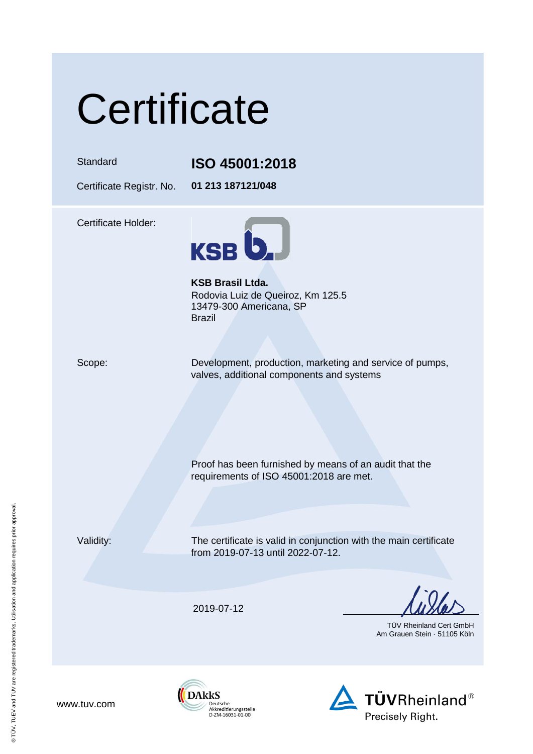# Certificate

Standard **ISO 45001:2018**

Certificate Registr. No. **01 213 187121/048**

Certificate Holder:

**KSB Brasil Ltda.**
Rodovia Luiz de Queiroz, Km 125.5
13479-300 Americana, SP
Brazil

Scope: Development, production, marketing and service of pumps, valves, additional components and systems

Proof has been furnished by means of an audit that the requirements of ISO 45001:2018 are met.

Validity: The certificate is valid in conjunction with the main certificate from 2019-07-13 until 2022-07-12.

2019-07-12

TÜV Rheinland Cert GmbH
Am Grauen Stein · 51105 Köln

www.tuv.com

DAkkS Deutsche Akkreditierungsstelle D-ZM-16031-01-00

TÜVRheinland® Precisely Right.

® TÜV, TUEV and TUV are registered trademarks. Utilisation and application requires prior approval.